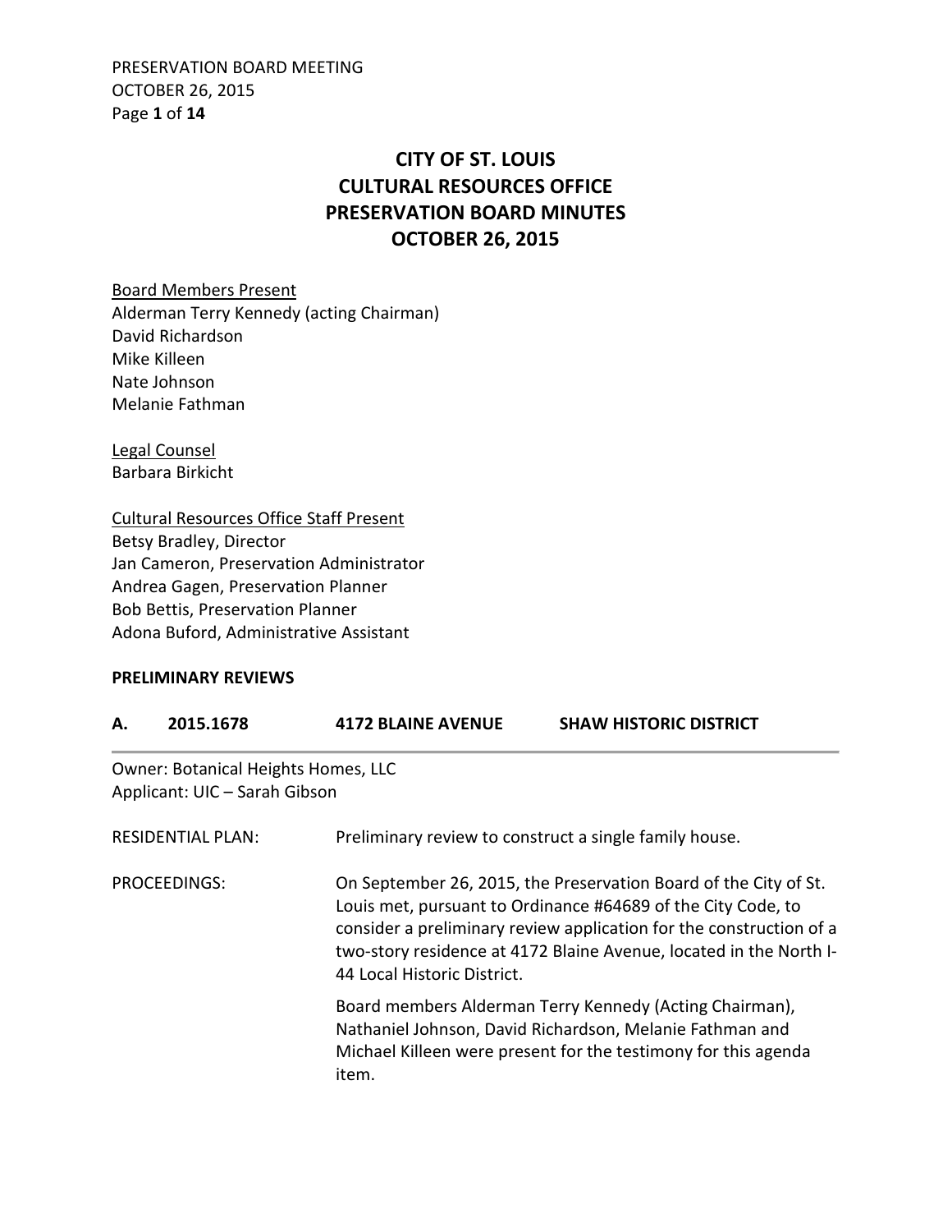# CITY OF ST. LOUIS
# CULTURAL RESOURCES OFFICE
# PRESERVATION BOARD MINUTES
# OCTOBER 26, 2015

Board Members Present
Alderman Terry Kennedy (acting Chairman)
David Richardson
Mike Killeen
Nate Johnson
Melanie Fathman

Legal Counsel
Barbara Birkicht

Cultural Resources Office Staff Present
Betsy Bradley, Director
Jan Cameron, Preservation Administrator
Andrea Gagen, Preservation Planner
Bob Bettis, Preservation Planner
Adona Buford, Administrative Assistant

**PRELIMINARY REVIEWS**

**A. 2015.1678 4172 BLAINE AVENUE SHAW HISTORIC DISTRICT**

Owner: Botanical Heights Homes, LLC
Applicant: UIC – Sarah Gibson

RESIDENTIAL PLAN: Preliminary review to construct a single family house.

PROCEEDINGS: On September 26, 2015, the Preservation Board of the City of St. Louis met, pursuant to Ordinance #64689 of the City Code, to consider a preliminary review application for the construction of a two-story residence at 4172 Blaine Avenue, located in the North I-44 Local Historic District.

Board members Alderman Terry Kennedy (Acting Chairman), Nathaniel Johnson, David Richardson, Melanie Fathman and Michael Killeen were present for the testimony for this agenda item.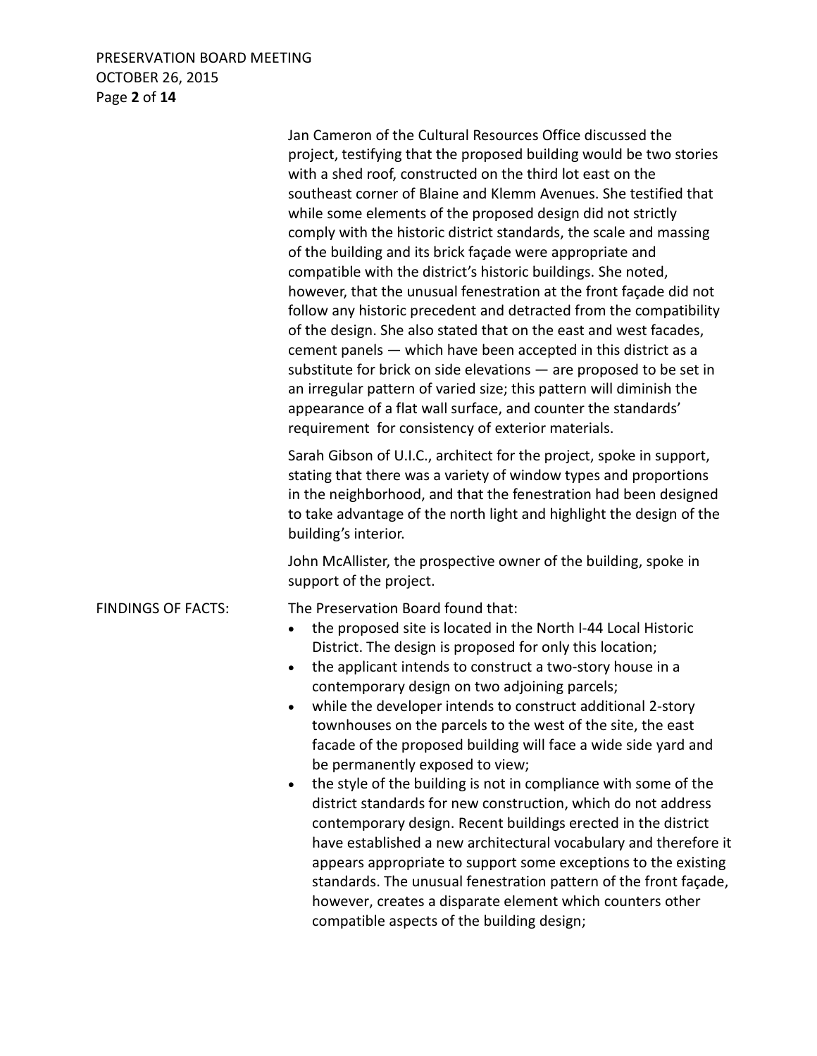Jan Cameron of the Cultural Resources Office discussed the project, testifying that the proposed building would be two stories with a shed roof, constructed on the third lot east on the southeast corner of Blaine and Klemm Avenues. She testified that while some elements of the proposed design did not strictly comply with the historic district standards, the scale and massing of the building and its brick façade were appropriate and compatible with the district's historic buildings. She noted, however, that the unusual fenestration at the front façade did not follow any historic precedent and detracted from the compatibility of the design. She also stated that on the east and west facades, cement panels — which have been accepted in this district as a substitute for brick on side elevations — are proposed to be set in an irregular pattern of varied size; this pattern will diminish the appearance of a flat wall surface, and counter the standards' requirement for consistency of exterior materials.

Sarah Gibson of U.I.C., architect for the project, spoke in support, stating that there was a variety of window types and proportions in the neighborhood, and that the fenestration had been designed to take advantage of the north light and highlight the design of the building's interior.

John McAllister, the prospective owner of the building, spoke in support of the project.

FINDINGS OF FACTS: The Preservation Board found that:

- the proposed site is located in the North I-44 Local Historic District. The design is proposed for only this location;
- the applicant intends to construct a two-story house in a contemporary design on two adjoining parcels;
- while the developer intends to construct additional 2-story townhouses on the parcels to the west of the site, the east facade of the proposed building will face a wide side yard and be permanently exposed to view;
- the style of the building is not in compliance with some of the district standards for new construction, which do not address contemporary design. Recent buildings erected in the district have established a new architectural vocabulary and therefore it appears appropriate to support some exceptions to the existing standards. The unusual fenestration pattern of the front façade, however, creates a disparate element which counters other compatible aspects of the building design;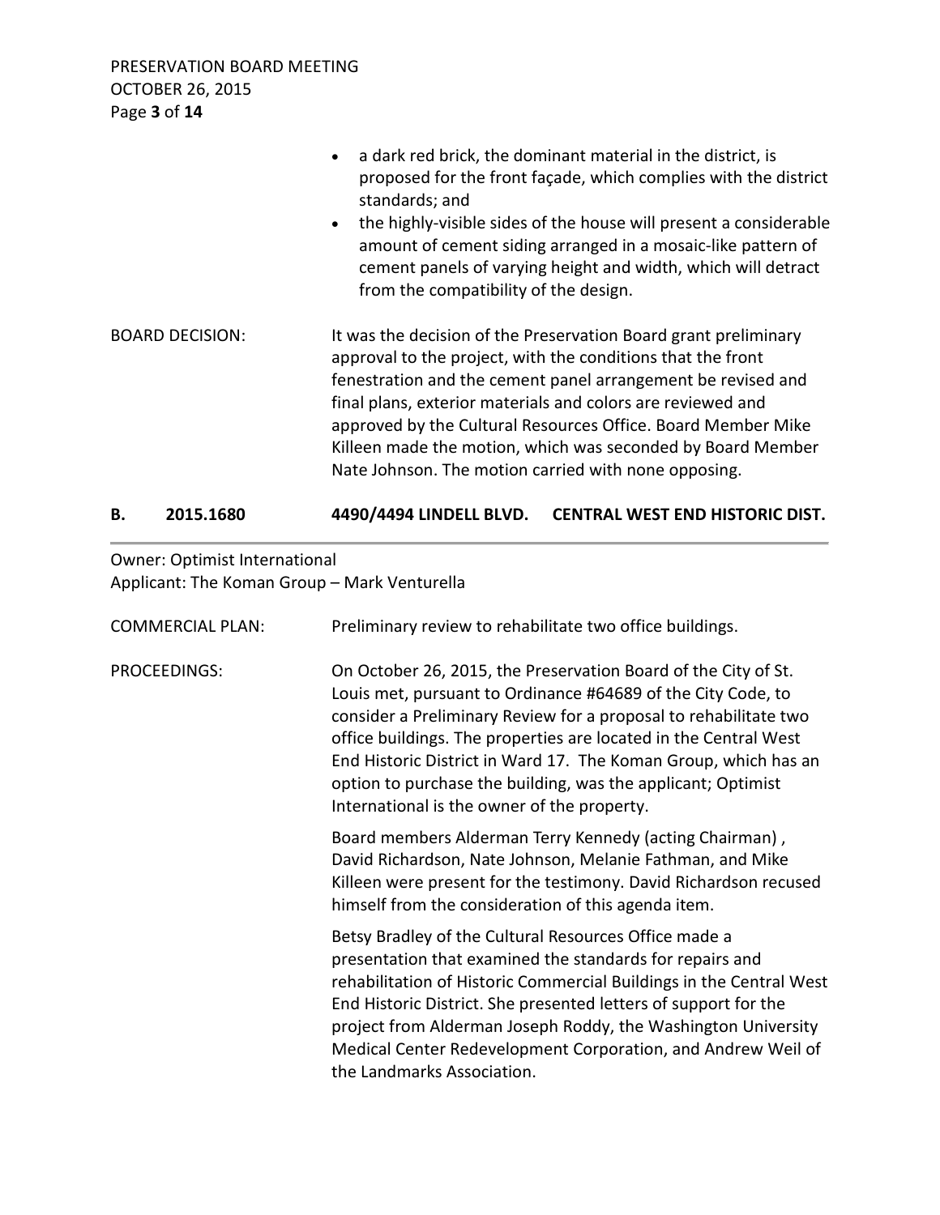- a dark red brick, the dominant material in the district, is proposed for the front façade, which complies with the district standards; and
- the highly-visible sides of the house will present a considerable amount of cement siding arranged in a mosaic-like pattern of cement panels of varying height and width, which will detract from the compatibility of the design.

BOARD DECISION: It was the decision of the Preservation Board grant preliminary approval to the project, with the conditions that the front fenestration and the cement panel arrangement be revised and final plans, exterior materials and colors are reviewed and approved by the Cultural Resources Office. Board Member Mike Killeen made the motion, which was seconded by Board Member Nate Johnson. The motion carried with none opposing.

## B. 2015.1680 4490/4494 LINDELL BLVD. CENTRAL WEST END HISTORIC DIST.

Owner: Optimist International
Applicant: The Koman Group – Mark Venturella

COMMERCIAL PLAN: Preliminary review to rehabilitate two office buildings.

PROCEEDINGS: On October 26, 2015, the Preservation Board of the City of St. Louis met, pursuant to Ordinance #64689 of the City Code, to consider a Preliminary Review for a proposal to rehabilitate two office buildings. The properties are located in the Central West End Historic District in Ward 17. The Koman Group, which has an option to purchase the building, was the applicant; Optimist International is the owner of the property.

Board members Alderman Terry Kennedy (acting Chairman) , David Richardson, Nate Johnson, Melanie Fathman, and Mike Killeen were present for the testimony. David Richardson recused himself from the consideration of this agenda item.

Betsy Bradley of the Cultural Resources Office made a presentation that examined the standards for repairs and rehabilitation of Historic Commercial Buildings in the Central West End Historic District. She presented letters of support for the project from Alderman Joseph Roddy, the Washington University Medical Center Redevelopment Corporation, and Andrew Weil of the Landmarks Association.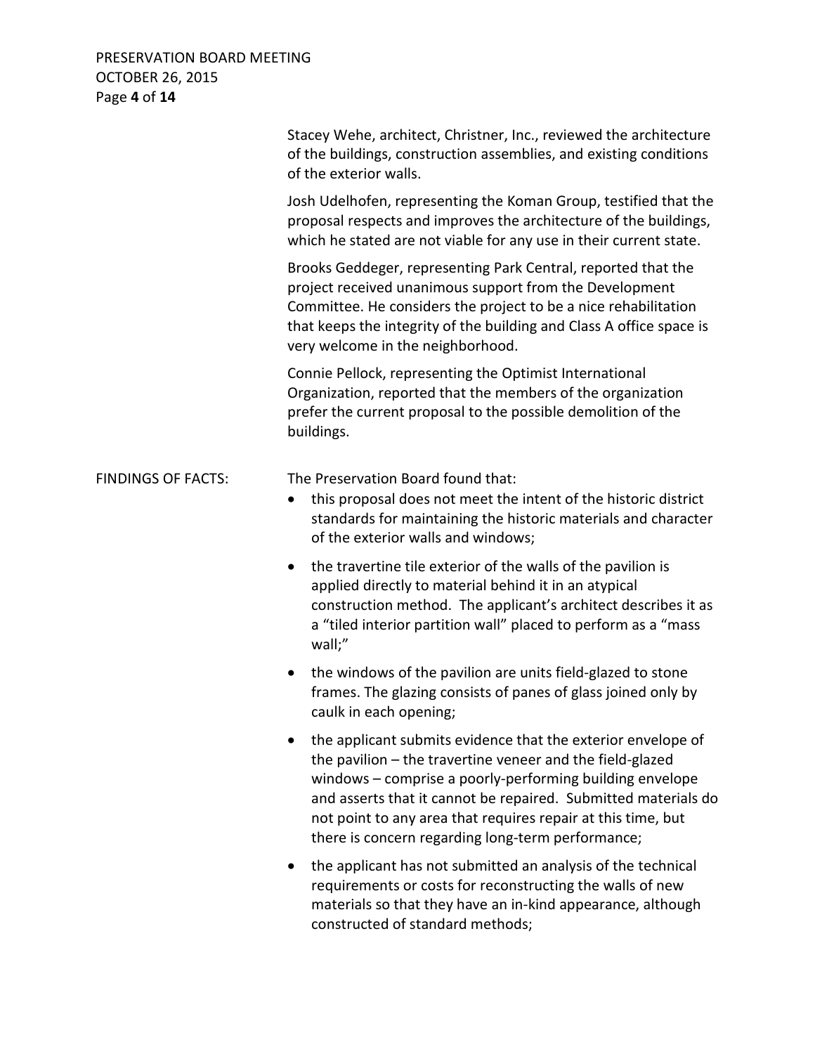Stacey Wehe, architect, Christner, Inc., reviewed the architecture of the buildings, construction assemblies, and existing conditions of the exterior walls.

Josh Udelhofen, representing the Koman Group, testified that the proposal respects and improves the architecture of the buildings, which he stated are not viable for any use in their current state.

Brooks Geddeger, representing Park Central, reported that the project received unanimous support from the Development Committee. He considers the project to be a nice rehabilitation that keeps the integrity of the building and Class A office space is very welcome in the neighborhood.

Connie Pellock, representing the Optimist International Organization, reported that the members of the organization prefer the current proposal to the possible demolition of the buildings.

FINDINGS OF FACTS: The Preservation Board found that:

- this proposal does not meet the intent of the historic district standards for maintaining the historic materials and character of the exterior walls and windows;
- the travertine tile exterior of the walls of the pavilion is applied directly to material behind it in an atypical construction method. The applicant's architect describes it as a "tiled interior partition wall" placed to perform as a "mass wall;"
- the windows of the pavilion are units field-glazed to stone frames. The glazing consists of panes of glass joined only by caulk in each opening;
- the applicant submits evidence that the exterior envelope of the pavilion – the travertine veneer and the field-glazed windows – comprise a poorly-performing building envelope and asserts that it cannot be repaired. Submitted materials do not point to any area that requires repair at this time, but there is concern regarding long-term performance;
- the applicant has not submitted an analysis of the technical requirements or costs for reconstructing the walls of new materials so that they have an in-kind appearance, although constructed of standard methods;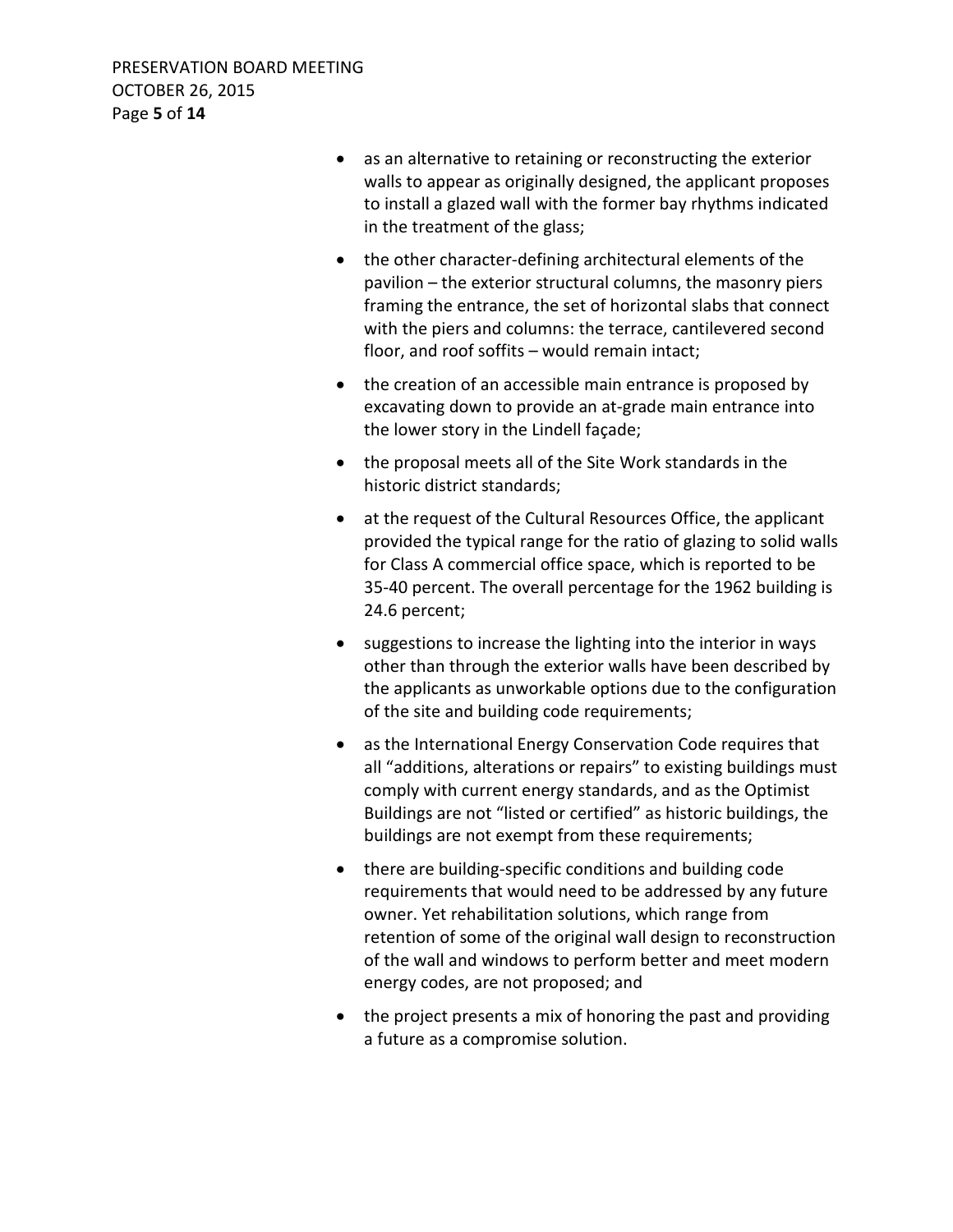- as an alternative to retaining or reconstructing the exterior walls to appear as originally designed, the applicant proposes to install a glazed wall with the former bay rhythms indicated in the treatment of the glass;
- the other character-defining architectural elements of the pavilion – the exterior structural columns, the masonry piers framing the entrance, the set of horizontal slabs that connect with the piers and columns: the terrace, cantilevered second floor, and roof soffits – would remain intact;
- the creation of an accessible main entrance is proposed by excavating down to provide an at-grade main entrance into the lower story in the Lindell façade;
- the proposal meets all of the Site Work standards in the historic district standards;
- at the request of the Cultural Resources Office, the applicant provided the typical range for the ratio of glazing to solid walls for Class A commercial office space, which is reported to be 35-40 percent. The overall percentage for the 1962 building is 24.6 percent;
- suggestions to increase the lighting into the interior in ways other than through the exterior walls have been described by the applicants as unworkable options due to the configuration of the site and building code requirements;
- as the International Energy Conservation Code requires that all "additions, alterations or repairs" to existing buildings must comply with current energy standards, and as the Optimist Buildings are not "listed or certified" as historic buildings, the buildings are not exempt from these requirements;
- there are building-specific conditions and building code requirements that would need to be addressed by any future owner. Yet rehabilitation solutions, which range from retention of some of the original wall design to reconstruction of the wall and windows to perform better and meet modern energy codes, are not proposed; and
- the project presents a mix of honoring the past and providing a future as a compromise solution.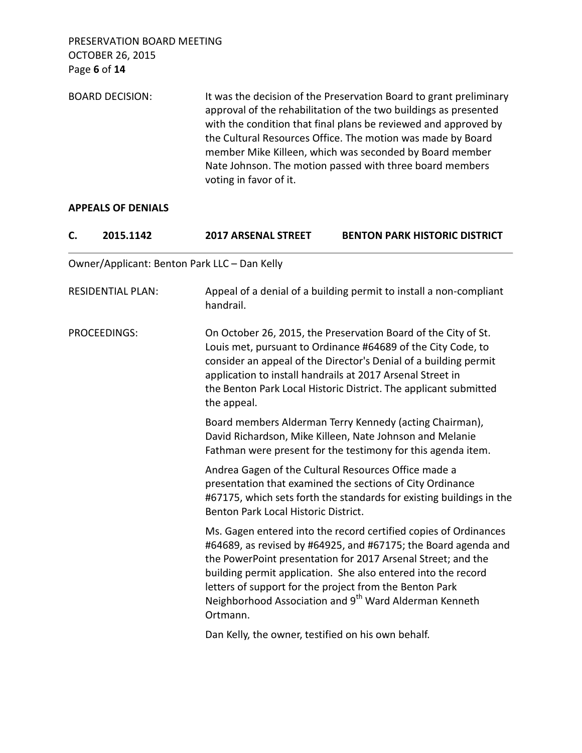BOARD DECISION: It was the decision of the Preservation Board to grant preliminary approval of the rehabilitation of the two buildings as presented with the condition that final plans be reviewed and approved by the Cultural Resources Office. The motion was made by Board member Mike Killeen, which was seconded by Board member Nate Johnson. The motion passed with three board members voting in favor of it.

**APPEALS OF DENIALS**

## C. 2015.1142 2017 ARSENAL STREET BENTON PARK HISTORIC DISTRICT

Owner/Applicant: Benton Park LLC – Dan Kelly

RESIDENTIAL PLAN: Appeal of a denial of a building permit to install a non-compliant handrail.

PROCEEDINGS: On October 26, 2015, the Preservation Board of the City of St. Louis met, pursuant to Ordinance #64689 of the City Code, to consider an appeal of the Director's Denial of a building permit application to install handrails at 2017 Arsenal Street in the Benton Park Local Historic District. The applicant submitted the appeal.

Board members Alderman Terry Kennedy (acting Chairman), David Richardson, Mike Killeen, Nate Johnson and Melanie Fathman were present for the testimony for this agenda item.

Andrea Gagen of the Cultural Resources Office made a presentation that examined the sections of City Ordinance #67175, which sets forth the standards for existing buildings in the Benton Park Local Historic District.

Ms. Gagen entered into the record certified copies of Ordinances #64689, as revised by #64925, and #67175; the Board agenda and the PowerPoint presentation for 2017 Arsenal Street; and the building permit application. She also entered into the record letters of support for the project from the Benton Park Neighborhood Association and 9th Ward Alderman Kenneth Ortmann.

Dan Kelly, the owner, testified on his own behalf.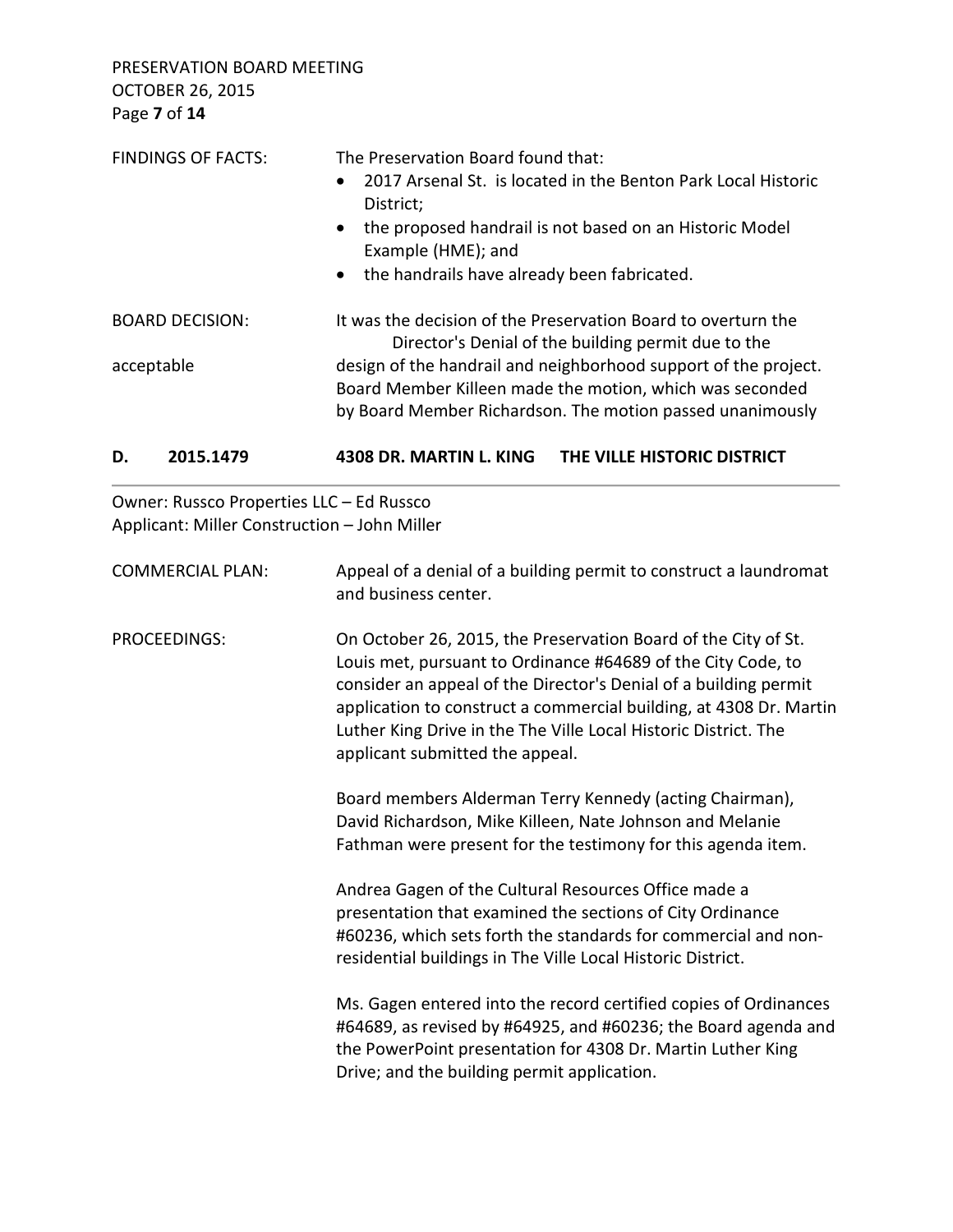FINDINGS OF FACTS: The Preservation Board found that:

- 2017 Arsenal St. is located in the Benton Park Local Historic District;
- the proposed handrail is not based on an Historic Model Example (HME); and
- the handrails have already been fabricated.

BOARD DECISION: It was the decision of the Preservation Board to overturn the Director's Denial of the building permit due to the acceptable design of the handrail and neighborhood support of the project. Board Member Killeen made the motion, which was seconded by Board Member Richardson. The motion passed unanimously

## D. 2015.1479 4308 DR. MARTIN L. KING THE VILLE HISTORIC DISTRICT

Owner: Russco Properties LLC – Ed Russco
Applicant: Miller Construction – John Miller

COMMERCIAL PLAN: Appeal of a denial of a building permit to construct a laundromat and business center.

PROCEEDINGS: On October 26, 2015, the Preservation Board of the City of St. Louis met, pursuant to Ordinance #64689 of the City Code, to consider an appeal of the Director's Denial of a building permit application to construct a commercial building, at 4308 Dr. Martin Luther King Drive in the The Ville Local Historic District. The applicant submitted the appeal.

Board members Alderman Terry Kennedy (acting Chairman), David Richardson, Mike Killeen, Nate Johnson and Melanie Fathman were present for the testimony for this agenda item.

Andrea Gagen of the Cultural Resources Office made a presentation that examined the sections of City Ordinance #60236, which sets forth the standards for commercial and non-residential buildings in The Ville Local Historic District.

Ms. Gagen entered into the record certified copies of Ordinances #64689, as revised by #64925, and #60236; the Board agenda and the PowerPoint presentation for 4308 Dr. Martin Luther King Drive; and the building permit application.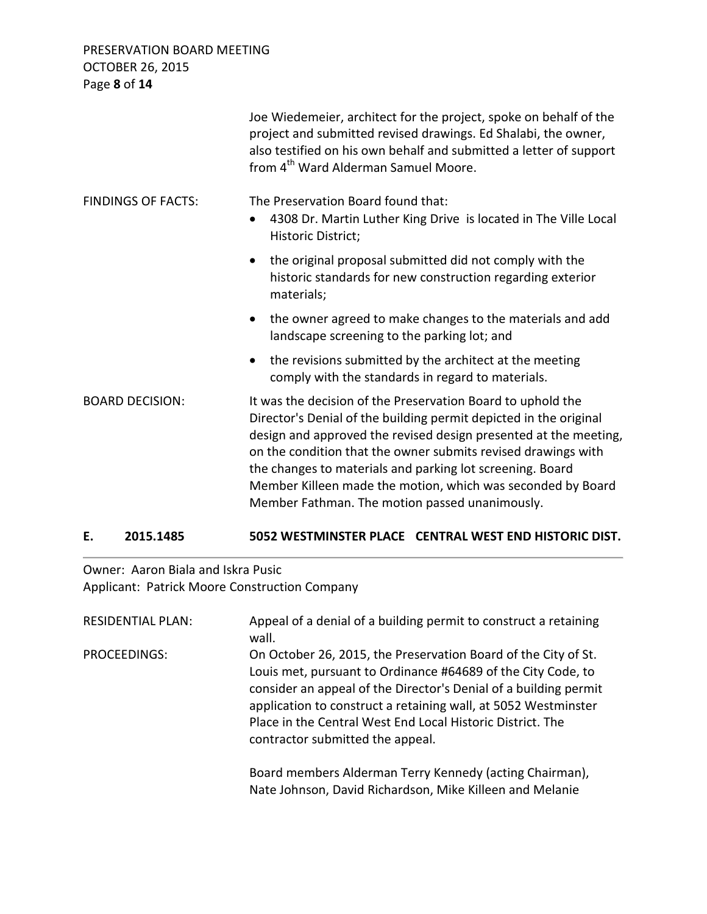Joe Wiedemeier, architect for the project, spoke on behalf of the project and submitted revised drawings. Ed Shalabi, the owner, also testified on his own behalf and submitted a letter of support from 4th Ward Alderman Samuel Moore.

FINDINGS OF FACTS: The Preservation Board found that:

- 4308 Dr. Martin Luther King Drive is located in The Ville Local Historic District;
- the original proposal submitted did not comply with the historic standards for new construction regarding exterior materials;
- the owner agreed to make changes to the materials and add landscape screening to the parking lot; and
- the revisions submitted by the architect at the meeting comply with the standards in regard to materials.

BOARD DECISION: It was the decision of the Preservation Board to uphold the Director's Denial of the building permit depicted in the original design and approved the revised design presented at the meeting, on the condition that the owner submits revised drawings with the changes to materials and parking lot screening. Board Member Killeen made the motion, which was seconded by Board Member Fathman. The motion passed unanimously.

## E. 2015.1485 5052 WESTMINSTER PLACE CENTRAL WEST END HISTORIC DIST.

Owner: Aaron Biala and Iskra Pusic
Applicant: Patrick Moore Construction Company

RESIDENTIAL PLAN: Appeal of a denial of a building permit to construct a retaining wall.

PROCEEDINGS: On October 26, 2015, the Preservation Board of the City of St. Louis met, pursuant to Ordinance #64689 of the City Code, to consider an appeal of the Director's Denial of a building permit application to construct a retaining wall, at 5052 Westminster Place in the Central West End Local Historic District. The contractor submitted the appeal.

Board members Alderman Terry Kennedy (acting Chairman), Nate Johnson, David Richardson, Mike Killeen and Melanie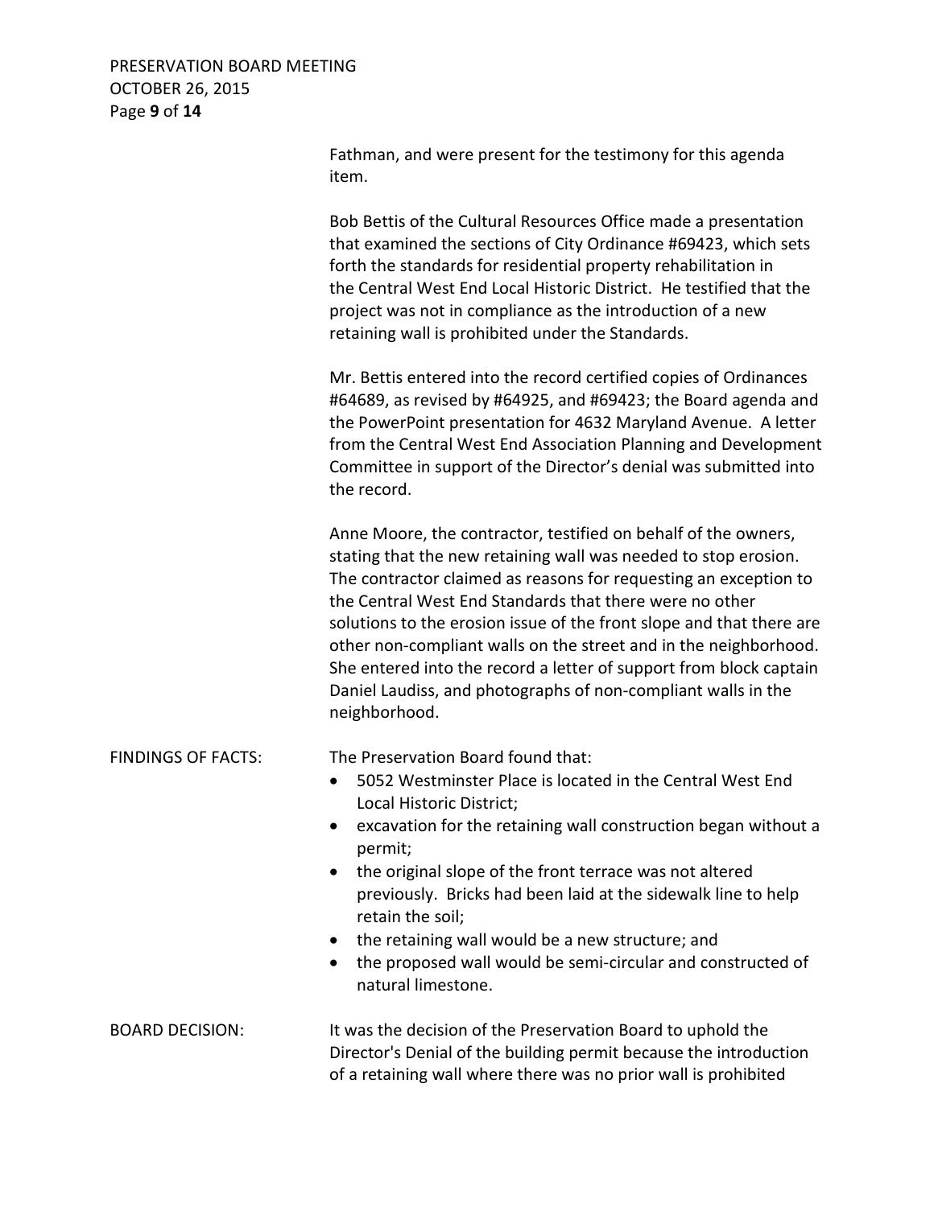Fathman, and were present for the testimony for this agenda item.

Bob Bettis of the Cultural Resources Office made a presentation that examined the sections of City Ordinance #69423, which sets forth the standards for residential property rehabilitation in the Central West End Local Historic District. He testified that the project was not in compliance as the introduction of a new retaining wall is prohibited under the Standards.

Mr. Bettis entered into the record certified copies of Ordinances #64689, as revised by #64925, and #69423; the Board agenda and the PowerPoint presentation for 4632 Maryland Avenue. A letter from the Central West End Association Planning and Development Committee in support of the Director's denial was submitted into the record.

Anne Moore, the contractor, testified on behalf of the owners, stating that the new retaining wall was needed to stop erosion. The contractor claimed as reasons for requesting an exception to the Central West End Standards that there were no other solutions to the erosion issue of the front slope and that there are other non-compliant walls on the street and in the neighborhood. She entered into the record a letter of support from block captain Daniel Laudiss, and photographs of non-compliant walls in the neighborhood.

FINDINGS OF FACTS:

The Preservation Board found that:

- 5052 Westminster Place is located in the Central West End Local Historic District;
- excavation for the retaining wall construction began without a permit;
- the original slope of the front terrace was not altered previously. Bricks had been laid at the sidewalk line to help retain the soil;
- the retaining wall would be a new structure; and
- the proposed wall would be semi-circular and constructed of natural limestone.

BOARD DECISION:

It was the decision of the Preservation Board to uphold the Director's Denial of the building permit because the introduction of a retaining wall where there was no prior wall is prohibited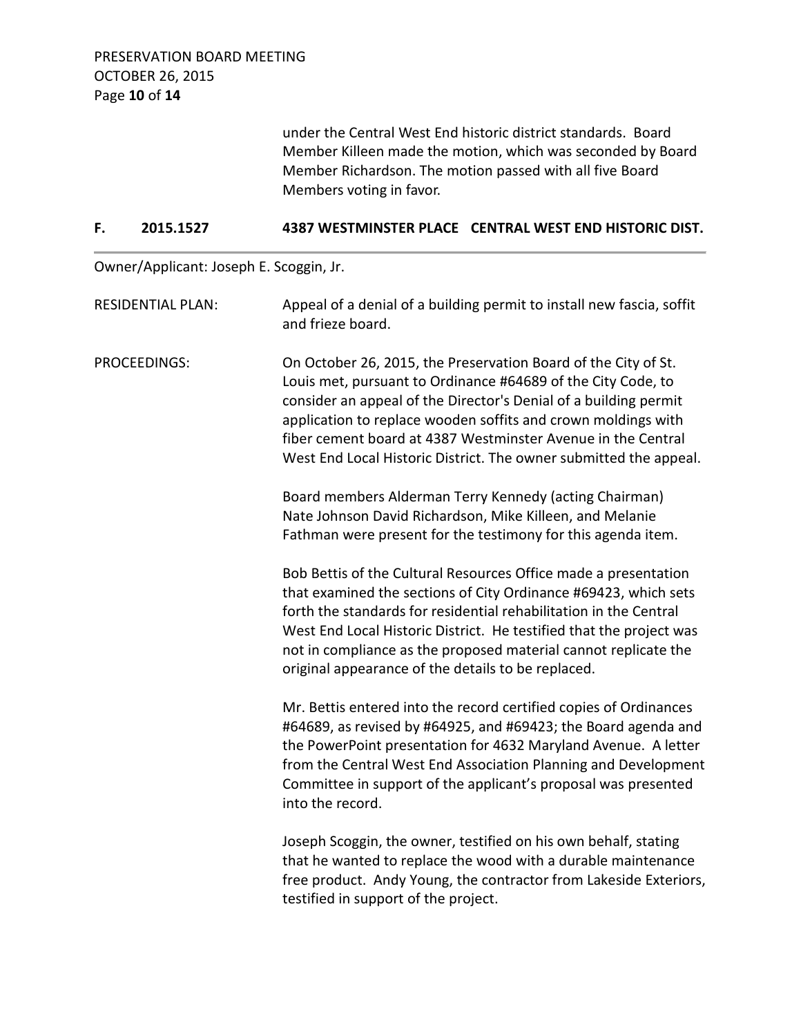under the Central West End historic district standards. Board Member Killeen made the motion, which was seconded by Board Member Richardson. The motion passed with all five Board Members voting in favor.

## F. 2015.1527 4387 WESTMINSTER PLACE CENTRAL WEST END HISTORIC DIST.

Owner/Applicant: Joseph E. Scoggin, Jr.

RESIDENTIAL PLAN: Appeal of a denial of a building permit to install new fascia, soffit and frieze board.

PROCEEDINGS: On October 26, 2015, the Preservation Board of the City of St. Louis met, pursuant to Ordinance #64689 of the City Code, to consider an appeal of the Director's Denial of a building permit application to replace wooden soffits and crown moldings with fiber cement board at 4387 Westminster Avenue in the Central West End Local Historic District. The owner submitted the appeal.

Board members Alderman Terry Kennedy (acting Chairman) Nate Johnson David Richardson, Mike Killeen, and Melanie Fathman were present for the testimony for this agenda item.

Bob Bettis of the Cultural Resources Office made a presentation that examined the sections of City Ordinance #69423, which sets forth the standards for residential rehabilitation in the Central West End Local Historic District. He testified that the project was not in compliance as the proposed material cannot replicate the original appearance of the details to be replaced.

Mr. Bettis entered into the record certified copies of Ordinances #64689, as revised by #64925, and #69423; the Board agenda and the PowerPoint presentation for 4632 Maryland Avenue. A letter from the Central West End Association Planning and Development Committee in support of the applicant's proposal was presented into the record.

Joseph Scoggin, the owner, testified on his own behalf, stating that he wanted to replace the wood with a durable maintenance free product. Andy Young, the contractor from Lakeside Exteriors, testified in support of the project.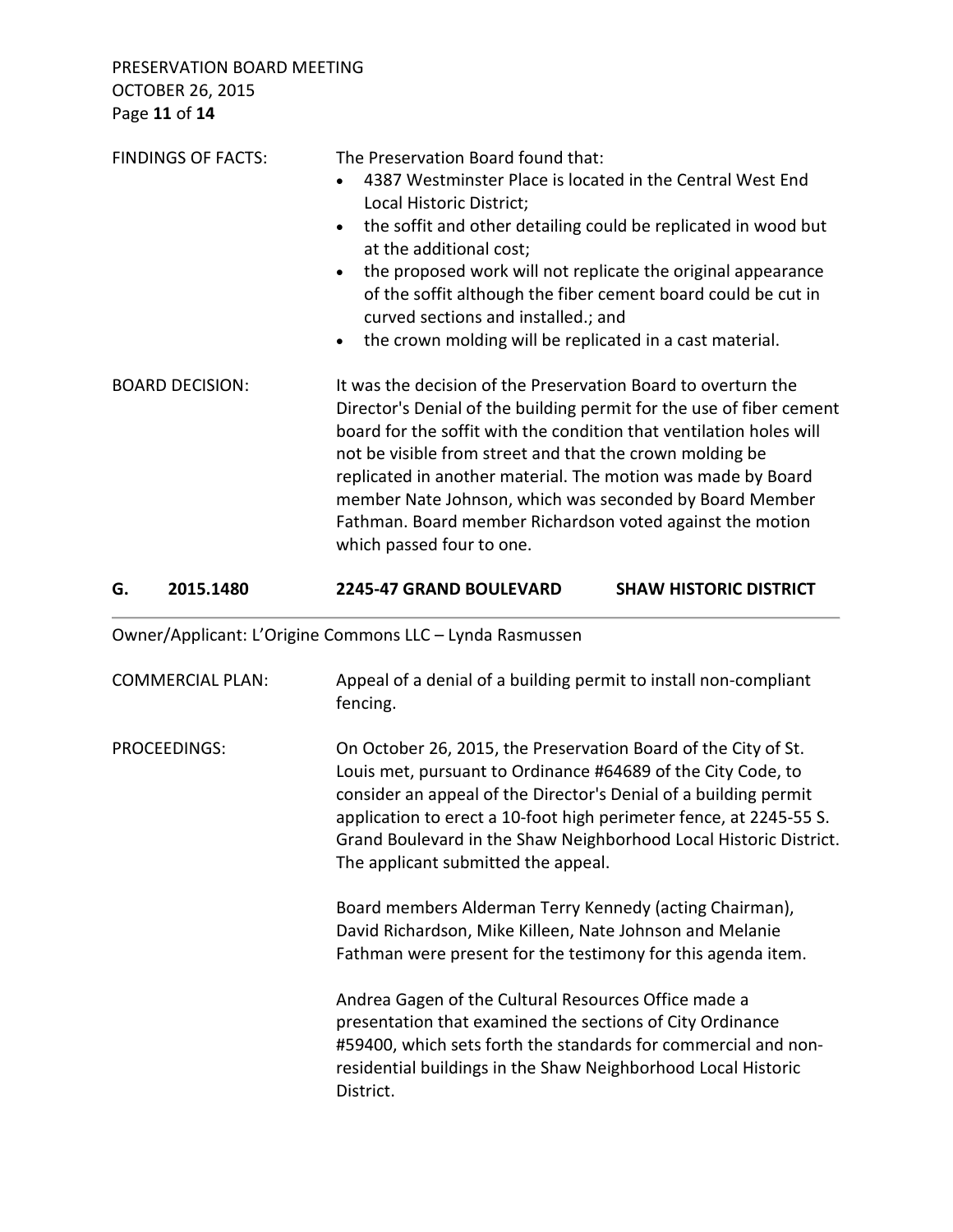FINDINGS OF FACTS: The Preservation Board found that:

- 4387 Westminster Place is located in the Central West End Local Historic District;
- the soffit and other detailing could be replicated in wood but at the additional cost;
- the proposed work will not replicate the original appearance of the soffit although the fiber cement board could be cut in curved sections and installed.; and
- the crown molding will be replicated in a cast material.

BOARD DECISION: It was the decision of the Preservation Board to overturn the Director's Denial of the building permit for the use of fiber cement board for the soffit with the condition that ventilation holes will not be visible from street and that the crown molding be replicated in another material. The motion was made by Board member Nate Johnson, which was seconded by Board Member Fathman. Board member Richardson voted against the motion which passed four to one.

## G. 2015.1480 2245-47 GRAND BOULEVARD SHAW HISTORIC DISTRICT

Owner/Applicant: L'Origine Commons LLC – Lynda Rasmussen

COMMERCIAL PLAN: Appeal of a denial of a building permit to install non-compliant fencing.

PROCEEDINGS: On October 26, 2015, the Preservation Board of the City of St. Louis met, pursuant to Ordinance #64689 of the City Code, to consider an appeal of the Director's Denial of a building permit application to erect a 10-foot high perimeter fence, at 2245-55 S. Grand Boulevard in the Shaw Neighborhood Local Historic District. The applicant submitted the appeal.

Board members Alderman Terry Kennedy (acting Chairman), David Richardson, Mike Killeen, Nate Johnson and Melanie Fathman were present for the testimony for this agenda item.

Andrea Gagen of the Cultural Resources Office made a presentation that examined the sections of City Ordinance #59400, which sets forth the standards for commercial and non-residential buildings in the Shaw Neighborhood Local Historic District.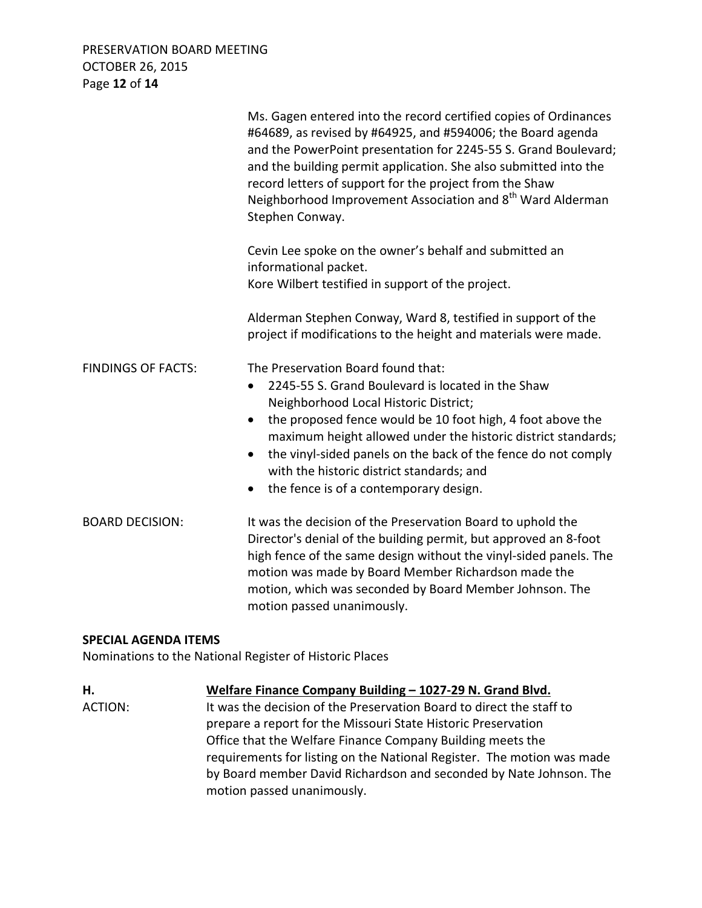Ms. Gagen entered into the record certified copies of Ordinances #64689, as revised by #64925, and #594006; the Board agenda and the PowerPoint presentation for 2245-55 S. Grand Boulevard; and the building permit application. She also submitted into the record letters of support for the project from the Shaw Neighborhood Improvement Association and 8th Ward Alderman Stephen Conway.

Cevin Lee spoke on the owner's behalf and submitted an informational packet.
Kore Wilbert testified in support of the project.

Alderman Stephen Conway, Ward 8, testified in support of the project if modifications to the height and materials were made.

FINDINGS OF FACTS: The Preservation Board found that:

- 2245-55 S. Grand Boulevard is located in the Shaw Neighborhood Local Historic District;
- the proposed fence would be 10 foot high, 4 foot above the maximum height allowed under the historic district standards;
- the vinyl-sided panels on the back of the fence do not comply with the historic district standards; and
- the fence is of a contemporary design.

BOARD DECISION: It was the decision of the Preservation Board to uphold the Director's denial of the building permit, but approved an 8-foot high fence of the same design without the vinyl-sided panels. The motion was made by Board Member Richardson made the motion, which was seconded by Board Member Johnson. The motion passed unanimously.

**SPECIAL AGENDA ITEMS**

Nominations to the National Register of Historic Places

**H.** **Welfare Finance Company Building – 1027-29 N. Grand Blvd.**

ACTION: It was the decision of the Preservation Board to direct the staff to prepare a report for the Missouri State Historic Preservation Office that the Welfare Finance Company Building meets the requirements for listing on the National Register. The motion was made by Board member David Richardson and seconded by Nate Johnson. The motion passed unanimously.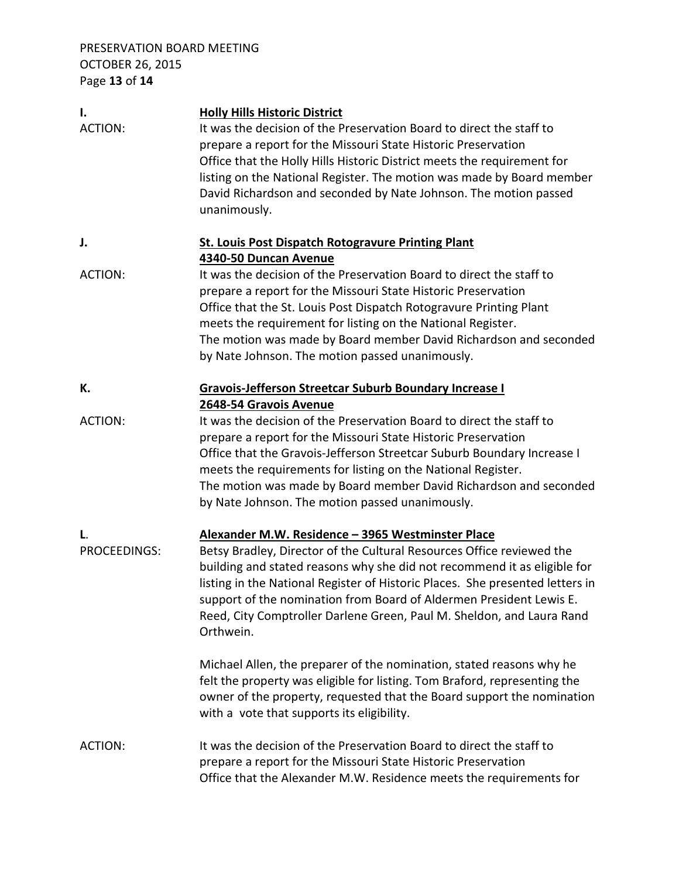**I. Holly Hills Historic District**

ACTION: It was the decision of the Preservation Board to direct the staff to prepare a report for the Missouri State Historic Preservation Office that the Holly Hills Historic District meets the requirement for listing on the National Register. The motion was made by Board member David Richardson and seconded by Nate Johnson. The motion passed unanimously.

**J. St. Louis Post Dispatch Rotogravure Printing Plant**
**4340-50 Duncan Avenue**

ACTION: It was the decision of the Preservation Board to direct the staff to prepare a report for the Missouri State Historic Preservation Office that the St. Louis Post Dispatch Rotogravure Printing Plant meets the requirement for listing on the National Register. The motion was made by Board member David Richardson and seconded by Nate Johnson. The motion passed unanimously.

**K. Gravois-Jefferson Streetcar Suburb Boundary Increase I**
**2648-54 Gravois Avenue**

ACTION: It was the decision of the Preservation Board to direct the staff to prepare a report for the Missouri State Historic Preservation Office that the Gravois-Jefferson Streetcar Suburb Boundary Increase I meets the requirements for listing on the National Register. The motion was made by Board member David Richardson and seconded by Nate Johnson. The motion passed unanimously.

**L. Alexander M.W. Residence – 3965 Westminster Place**

PROCEEDINGS: Betsy Bradley, Director of the Cultural Resources Office reviewed the building and stated reasons why she did not recommend it as eligible for listing in the National Register of Historic Places. She presented letters in support of the nomination from Board of Aldermen President Lewis E. Reed, City Comptroller Darlene Green, Paul M. Sheldon, and Laura Rand Orthwein.

Michael Allen, the preparer of the nomination, stated reasons why he felt the property was eligible for listing. Tom Braford, representing the owner of the property, requested that the Board support the nomination with a vote that supports its eligibility.

ACTION: It was the decision of the Preservation Board to direct the staff to prepare a report for the Missouri State Historic Preservation Office that the Alexander M.W. Residence meets the requirements for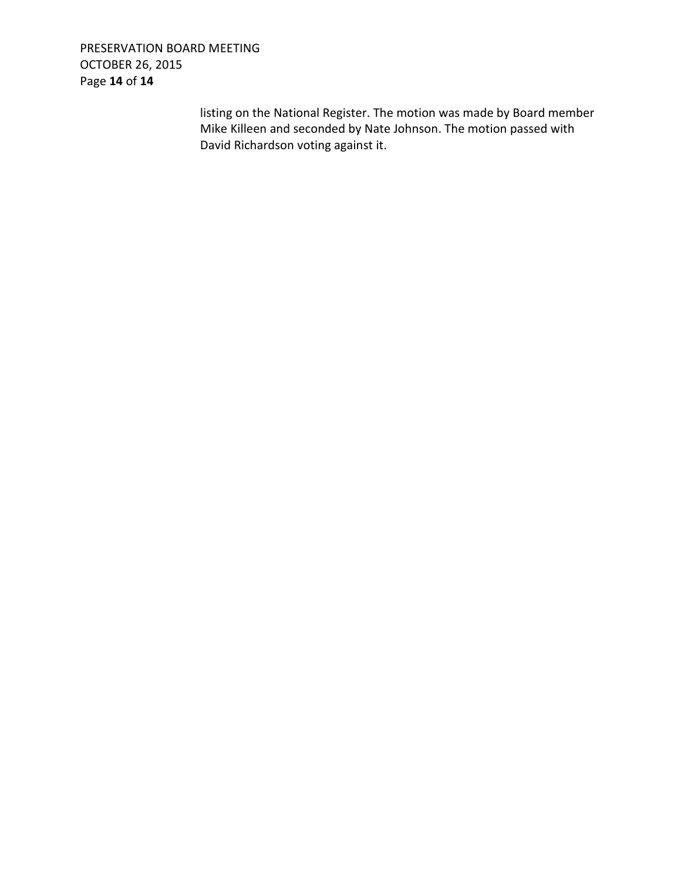listing on the National Register. The motion was made by Board member Mike Killeen and seconded by Nate Johnson. The motion passed with David Richardson voting against it.